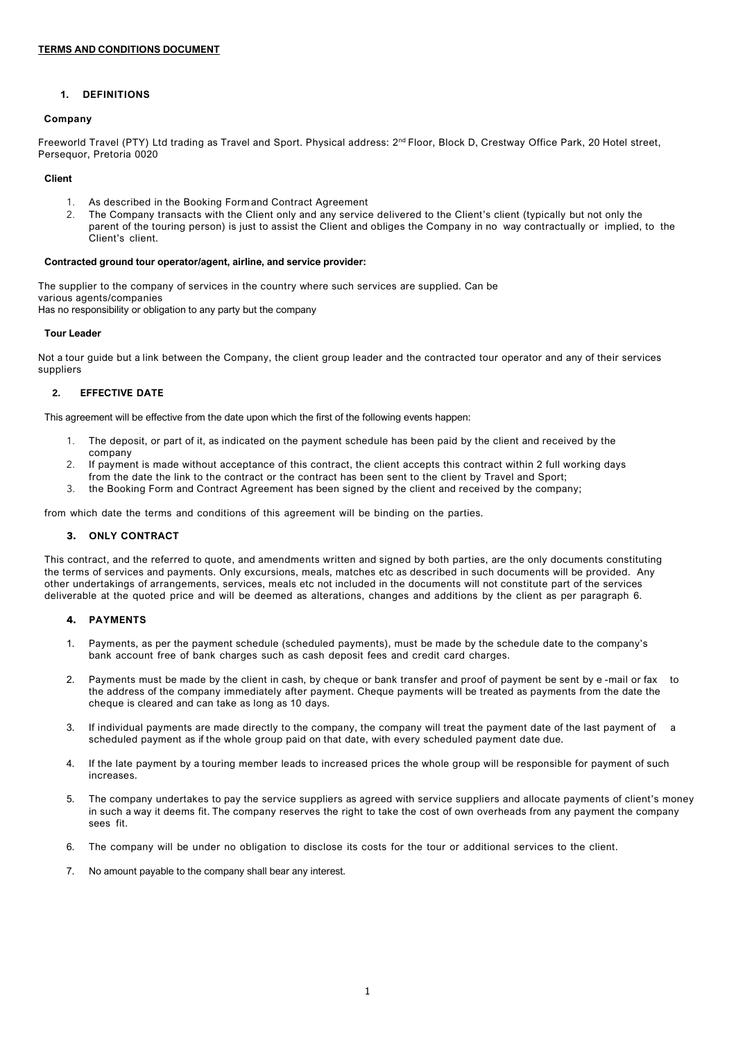**TERMS AND CONDITIONS DOCUMENT**

## 1. DEFINITIONS

### Company

Freeworld Travel (PTY) Ltd trading as Travel and Sport. Physical address: 2nd Floor, Block D, Crestway Office Park, 20 Hotel street, Persequor, Pretoria 0020

### Client

1. As described in the Booking Form and Contract Agreement
2. The Company transacts with the Client only and any service delivered to the Client's client (typically but not only the parent of the touring person) is just to assist the Client and obliges the Company in no way contractually or implied, to the Client's client.

### Contracted ground tour operator/agent, airline, and service provider:

The supplier to the company of services in the country where such services are supplied. Can be various agents/companies
Has no responsibility or obligation to any party but the company

### Tour Leader

Not a tour guide but a link between the Company, the client group leader and the contracted tour operator and any of their services suppliers

## 2. EFFECTIVE DATE

This agreement will be effective from the date upon which the first of the following events happen:

1. The deposit, or part of it, as indicated on the payment schedule has been paid by the client and received by the company
2. If payment is made without acceptance of this contract, the client accepts this contract within 2 full working days from the date the link to the contract or the contract has been sent to the client by Travel and Sport;
3. the Booking Form and Contract Agreement has been signed by the client and received by the company;

from which date the terms and conditions of this agreement will be binding on the parties.

## 3. ONLY CONTRACT

This contract, and the referred to quote, and amendments written and signed by both parties, are the only documents constituting the terms of services and payments. Only excursions, meals, matches etc as described in such documents will be provided. Any other undertakings of arrangements, services, meals etc not included in the documents will not constitute part of the services deliverable at the quoted price and will be deemed as alterations, changes and additions by the client as per paragraph 6.

## 4. PAYMENTS

1. Payments, as per the payment schedule (scheduled payments), must be made by the schedule date to the company's bank account free of bank charges such as cash deposit fees and credit card charges.

2. Payments must be made by the client in cash, by cheque or bank transfer and proof of payment be sent by e-mail or fax to the address of the company immediately after payment. Cheque payments will be treated as payments from the date the cheque is cleared and can take as long as 10 days.

3. If individual payments are made directly to the company, the company will treat the payment date of the last payment of a scheduled payment as if the whole group paid on that date, with every scheduled payment date due.

4. If the late payment by a touring member leads to increased prices the whole group will be responsible for payment of such increases.

5. The company undertakes to pay the service suppliers as agreed with service suppliers and allocate payments of client's money in such a way it deems fit. The company reserves the right to take the cost of own overheads from any payment the company sees fit.

6. The company will be under no obligation to disclose its costs for the tour or additional services to the client.

7. No amount payable to the company shall bear any interest.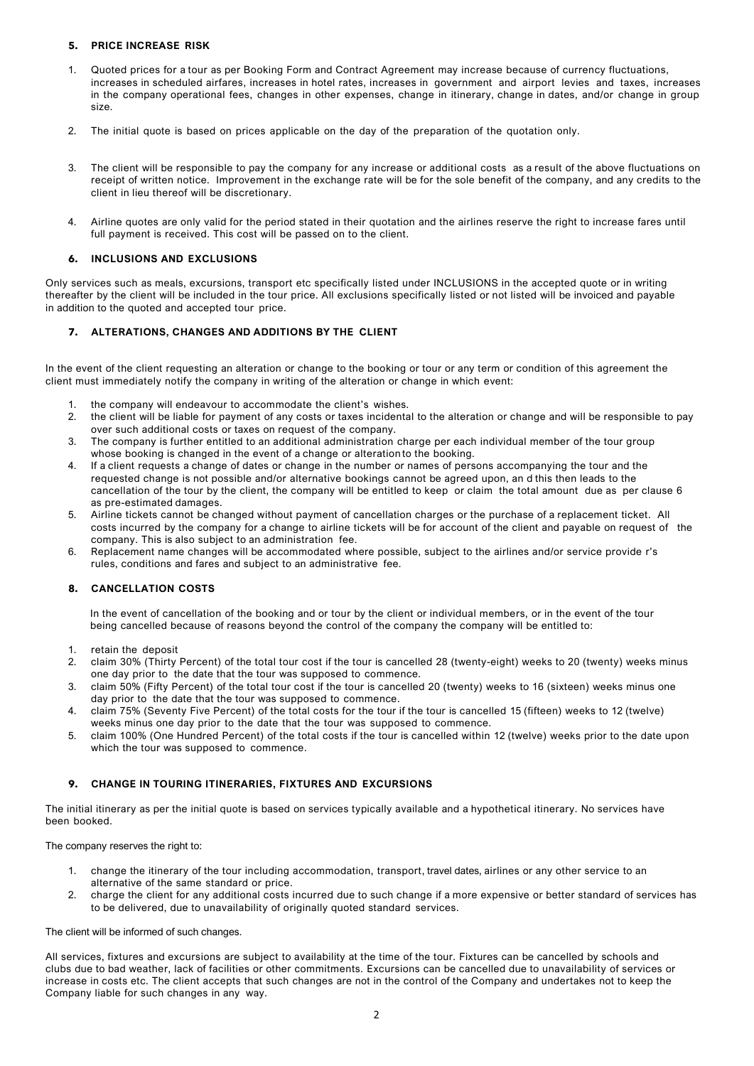## 5. PRICE INCREASE RISK

1. Quoted prices for a tour as per Booking Form and Contract Agreement may increase because of currency fluctuations, increases in scheduled airfares, increases in hotel rates, increases in government and airport levies and taxes, increases in the company operational fees, changes in other expenses, change in itinerary, change in dates, and/or change in group size.
2. The initial quote is based on prices applicable on the day of the preparation of the quotation only.
3. The client will be responsible to pay the company for any increase or additional costs as a result of the above fluctuations on receipt of written notice. Improvement in the exchange rate will be for the sole benefit of the company, and any credits to the client in lieu thereof will be discretionary.
4. Airline quotes are only valid for the period stated in their quotation and the airlines reserve the right to increase fares until full payment is received. This cost will be passed on to the client.

## 6. INCLUSIONS AND EXCLUSIONS

Only services such as meals, excursions, transport etc specifically listed under INCLUSIONS in the accepted quote or in writing thereafter by the client will be included in the tour price. All exclusions specifically listed or not listed will be invoiced and payable in addition to the quoted and accepted tour price.

## 7. ALTERATIONS, CHANGES AND ADDITIONS BY THE CLIENT

In the event of the client requesting an alteration or change to the booking or tour or any term or condition of this agreement the client must immediately notify the company in writing of the alteration or change in which event:

1. the company will endeavour to accommodate the client's wishes.
2. the client will be liable for payment of any costs or taxes incidental to the alteration or change and will be responsible to pay over such additional costs or taxes on request of the company.
3. The company is further entitled to an additional administration charge per each individual member of the tour group whose booking is changed in the event of a change or alteration to the booking.
4. If a client requests a change of dates or change in the number or names of persons accompanying the tour and the requested change is not possible and/or alternative bookings cannot be agreed upon, an d this then leads to the cancellation of the tour by the client, the company will be entitled to keep or claim the total amount due as per clause 6 as pre-estimated damages.
5. Airline tickets cannot be changed without payment of cancellation charges or the purchase of a replacement ticket. All costs incurred by the company for a change to airline tickets will be for account of the client and payable on request of the company. This is also subject to an administration fee.
6. Replacement name changes will be accommodated where possible, subject to the airlines and/or service provide r's rules, conditions and fares and subject to an administrative fee.

## 8. CANCELLATION COSTS

In the event of cancellation of the booking and or tour by the client or individual members, or in the event of the tour being cancelled because of reasons beyond the control of the company the company will be entitled to:

1. retain the deposit
2. claim 30% (Thirty Percent) of the total tour cost if the tour is cancelled 28 (twenty-eight) weeks to 20 (twenty) weeks minus one day prior to the date that the tour was supposed to commence.
3. claim 50% (Fifty Percent) of the total tour cost if the tour is cancelled 20 (twenty) weeks to 16 (sixteen) weeks minus one day prior to the date that the tour was supposed to commence.
4. claim 75% (Seventy Five Percent) of the total costs for the tour if the tour is cancelled 15 (fifteen) weeks to 12 (twelve) weeks minus one day prior to the date that the tour was supposed to commence.
5. claim 100% (One Hundred Percent) of the total costs if the tour is cancelled within 12 (twelve) weeks prior to the date upon which the tour was supposed to commence.

## 9. CHANGE IN TOURING ITINERARIES, FIXTURES AND EXCURSIONS

The initial itinerary as per the initial quote is based on services typically available and a hypothetical itinerary. No services have been booked.

The company reserves the right to:

1. change the itinerary of the tour including accommodation, transport, travel dates, airlines or any other service to an alternative of the same standard or price.
2. charge the client for any additional costs incurred due to such change if a more expensive or better standard of services has to be delivered, due to unavailability of originally quoted standard services.

The client will be informed of such changes.

All services, fixtures and excursions are subject to availability at the time of the tour. Fixtures can be cancelled by schools and clubs due to bad weather, lack of facilities or other commitments. Excursions can be cancelled due to unavailability of services or increase in costs etc. The client accepts that such changes are not in the control of the Company and undertakes not to keep the Company liable for such changes in any way.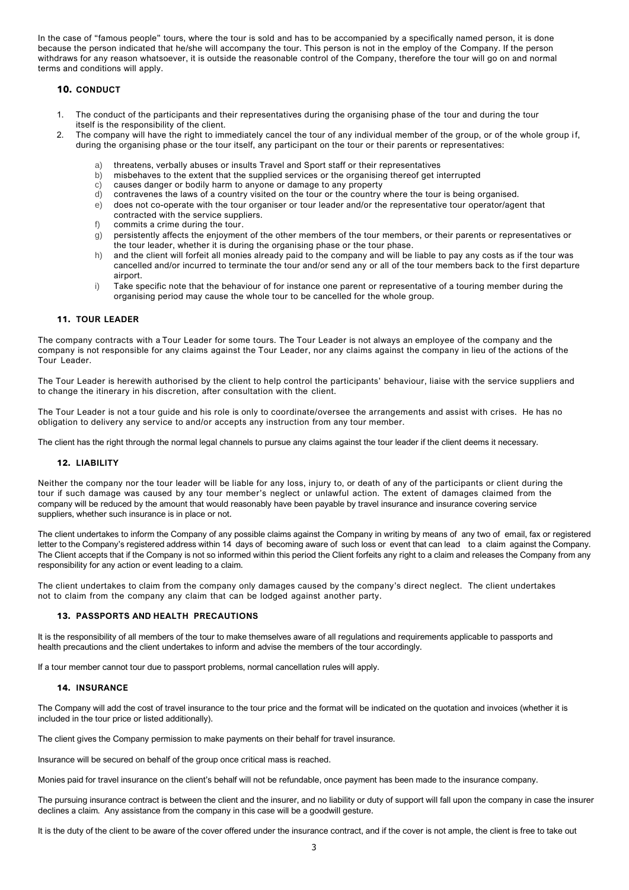In the case of "famous people" tours, where the tour is sold and has to be accompanied by a specifically named person, it is done because the person indicated that he/she will accompany the tour. This person is not in the employ of the Company. If the person withdraws for any reason whatsoever, it is outside the reasonable control of the Company, therefore the tour will go on and normal terms and conditions will apply.

## 10. CONDUCT

1. The conduct of the participants and their representatives during the organising phase of the tour and during the tour itself is the responsibility of the client.
2. The company will have the right to immediately cancel the tour of any individual member of the group, or of the whole group if, during the organising phase or the tour itself, any participant on the tour or their parents or representatives:
    a) threatens, verbally abuses or insults Travel and Sport staff or their representatives
    b) misbehaves to the extent that the supplied services or the organising thereof get interrupted
    c) causes danger or bodily harm to anyone or damage to any property
    d) contravenes the laws of a country visited on the tour or the country where the tour is being organised.
    e) does not co-operate with the tour organiser or tour leader and/or the representative tour operator/agent that contracted with the service suppliers.
    f) commits a crime during the tour.
    g) persistently affects the enjoyment of the other members of the tour members, or their parents or representatives or the tour leader, whether it is during the organising phase or the tour phase.
    h) and the client will forfeit all monies already paid to the company and will be liable to pay any costs as if the tour was cancelled and/or incurred to terminate the tour and/or send any or all of the tour members back to the first departure airport.
    i) Take specific note that the behaviour of for instance one parent or representative of a touring member during the organising period may cause the whole tour to be cancelled for the whole group.

## 11. TOUR LEADER

The company contracts with a Tour Leader for some tours. The Tour Leader is not always an employee of the company and the company is not responsible for any claims against the Tour Leader, nor any claims against the company in lieu of the actions of the Tour Leader.

The Tour Leader is herewith authorised by the client to help control the participants' behaviour, liaise with the service suppliers and to change the itinerary in his discretion, after consultation with the client.

The Tour Leader is not a tour guide and his role is only to coordinate/oversee the arrangements and assist with crises. He has no obligation to delivery any service to and/or accepts any instruction from any tour member.

The client has the right through the normal legal channels to pursue any claims against the tour leader if the client deems it necessary.

## 12. LIABILITY

Neither the company nor the tour leader will be liable for any loss, injury to, or death of any of the participants or client during the tour if such damage was caused by any tour member's neglect or unlawful action. The extent of damages claimed from the company will be reduced by the amount that would reasonably have been payable by travel insurance and insurance covering service suppliers, whether such insurance is in place or not.

The client undertakes to inform the Company of any possible claims against the Company in writing by means of any two of email, fax or registered letter to the Company's registered address within 14 days of becoming aware of such loss or event that can lead to a claim against the Company. The Client accepts that if the Company is not so informed within this period the Client forfeits any right to a claim and releases the Company from any responsibility for any action or event leading to a claim.

The client undertakes to claim from the company only damages caused by the company's direct neglect. The client undertakes not to claim from the company any claim that can be lodged against another party.

## 13. PASSPORTS AND HEALTH PRECAUTIONS

It is the responsibility of all members of the tour to make themselves aware of all regulations and requirements applicable to passports and health precautions and the client undertakes to inform and advise the members of the tour accordingly.

If a tour member cannot tour due to passport problems, normal cancellation rules will apply.

## 14. INSURANCE

The Company will add the cost of travel insurance to the tour price and the format will be indicated on the quotation and invoices (whether it is included in the tour price or listed additionally).

The client gives the Company permission to make payments on their behalf for travel insurance.

Insurance will be secured on behalf of the group once critical mass is reached.

Monies paid for travel insurance on the client's behalf will not be refundable, once payment has been made to the insurance company.

The pursuing insurance contract is between the client and the insurer, and no liability or duty of support will fall upon the company in case the insurer declines a claim. Any assistance from the company in this case will be a goodwill gesture.

It is the duty of the client to be aware of the cover offered under the insurance contract, and if the cover is not ample, the client is free to take out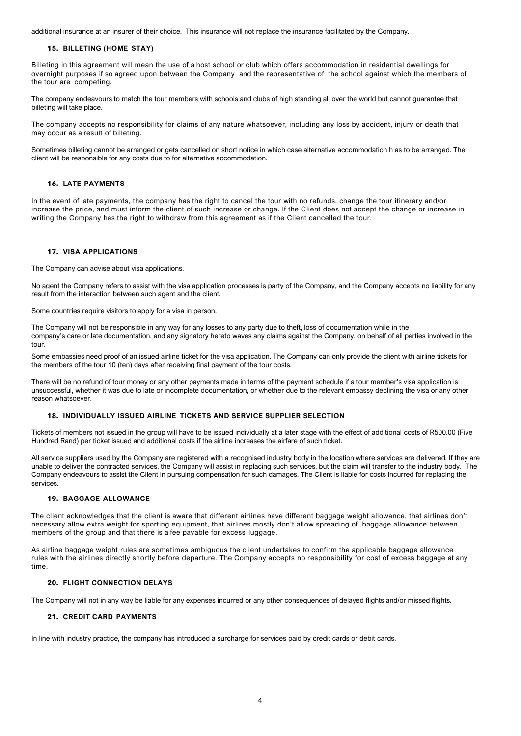additional insurance at an insurer of their choice. This insurance will not replace the insurance facilitated by the Company.

### 15. BILLETING (HOME STAY)

Billeting in this agreement will mean the use of a host school or club which offers accommodation in residential dwellings for overnight purposes if so agreed upon between the Company and the representative of the school against which the members of the tour are competing.

The company endeavours to match the tour members with schools and clubs of high standing all over the world but cannot guarantee that billeting will take place.

The company accepts no responsibility for claims of any nature whatsoever, including any loss by accident, injury or death that may occur as a result of billeting.

Sometimes billeting cannot be arranged or gets cancelled on short notice in which case alternative accommodation h as to be arranged. The client will be responsible for any costs due to for alternative accommodation.

### 16. LATE PAYMENTS

In the event of late payments, the company has the right to cancel the tour with no refunds, change the tour itinerary and/or increase the price, and must inform the client of such increase or change. If the Client does not accept the change or increase in writing the Company has the right to withdraw from this agreement as if the Client cancelled the tour.

### 17. VISA APPLICATIONS

The Company can advise about visa applications.

No agent the Company refers to assist with the visa application processes is party of the Company, and the Company accepts no liability for any result from the interaction between such agent and the client.

Some countries require visitors to apply for a visa in person.

The Company will not be responsible in any way for any losses to any party due to theft, loss of documentation while in the company's care or late documentation, and any signatory hereto waves any claims against the Company, on behalf of all parties involved in the tour.

Some embassies need proof of an issued airline ticket for the visa application. The Company can only provide the client with airline tickets for the members of the tour 10 (ten) days after receiving final payment of the tour costs.

There will be no refund of tour money or any other payments made in terms of the payment schedule if a tour member's visa application is unsuccessful, whether it was due to late or incomplete documentation, or whether due to the relevant embassy declining the visa or any other reason whatsoever.

### 18. INDIVIDUALLY ISSUED AIRLINE TICKETS AND SERVICE SUPPLIER SELECTION

Tickets of members not issued in the group will have to be issued individually at a later stage with the effect of additional costs of R500.00 (Five Hundred Rand) per ticket issued and additional costs if the airline increases the airfare of such ticket.

All service suppliers used by the Company are registered with a recognised industry body in the location where services are delivered. If they are unable to deliver the contracted services, the Company will assist in replacing such services, but the claim will transfer to the industry body. The Company endeavours to assist the Client in pursuing compensation for such damages. The Client is liable for costs incurred for replacing the services.

### 19. BAGGAGE ALLOWANCE

The client acknowledges that the client is aware that different airlines have different baggage weight allowance, that airlines don't necessary allow extra weight for sporting equipment, that airlines mostly don't allow spreading of baggage allowance between members of the group and that there is a fee payable for excess luggage.

As airline baggage weight rules are sometimes ambiguous the client undertakes to confirm the applicable baggage allowance rules with the airlines directly shortly before departure. The Company accepts no responsibility for cost of excess baggage at any time.

### 20. FLIGHT CONNECTION DELAYS

The Company will not in any way be liable for any expenses incurred or any other consequences of delayed flights and/or missed flights.

### 21. CREDIT CARD PAYMENTS

In line with industry practice, the company has introduced a surcharge for services paid by credit cards or debit cards.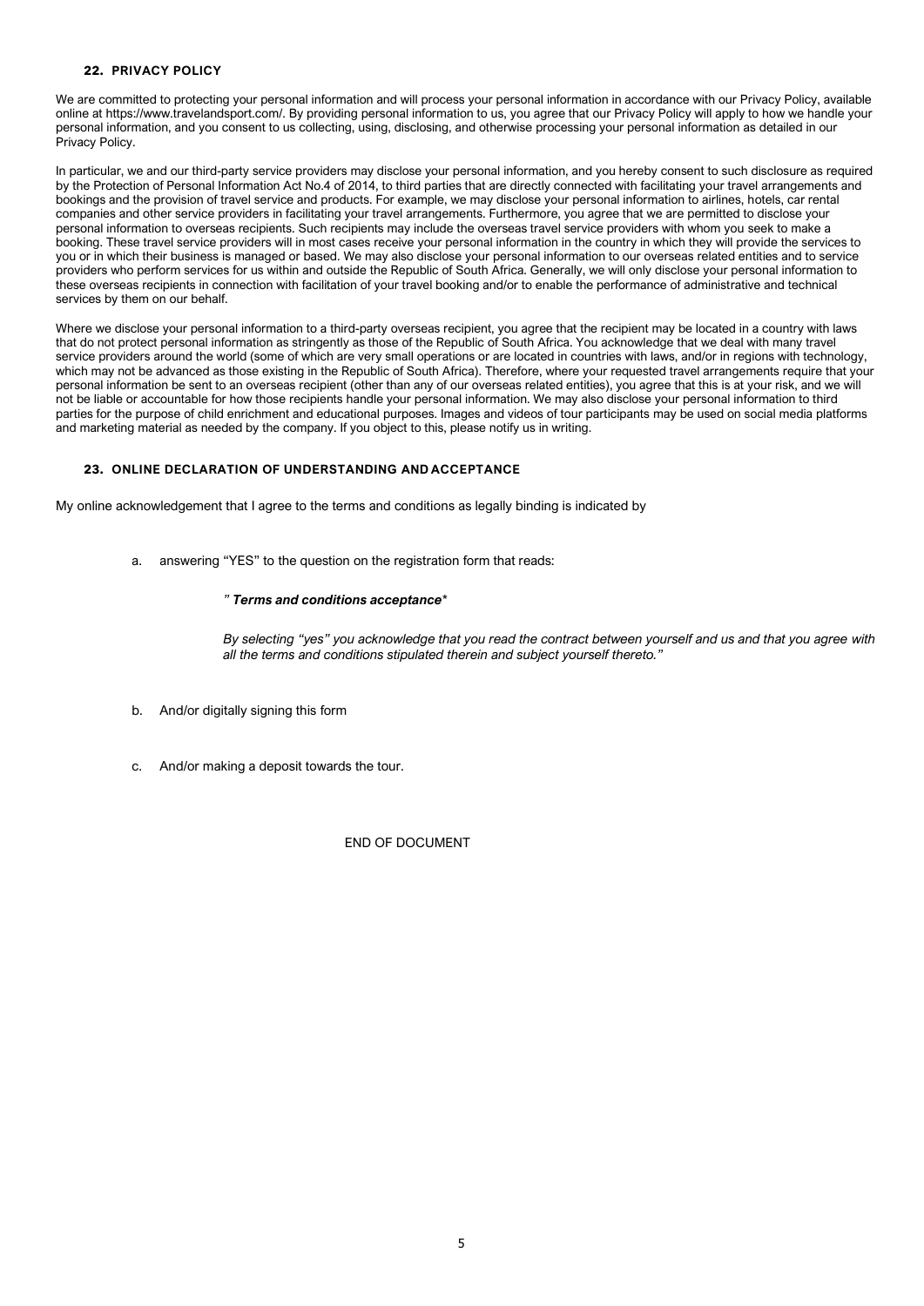## 22. PRIVACY POLICY

We are committed to protecting your personal information and will process your personal information in accordance with our Privacy Policy, available online at https://www.travelandsport.com/. By providing personal information to us, you agree that our Privacy Policy will apply to how we handle your personal information, and you consent to us collecting, using, disclosing, and otherwise processing your personal information as detailed in our Privacy Policy.

In particular, we and our third-party service providers may disclose your personal information, and you hereby consent to such disclosure as required by the Protection of Personal Information Act No.4 of 2014, to third parties that are directly connected with facilitating your travel arrangements and bookings and the provision of travel service and products. For example, we may disclose your personal information to airlines, hotels, car rental companies and other service providers in facilitating your travel arrangements. Furthermore, you agree that we are permitted to disclose your personal information to overseas recipients. Such recipients may include the overseas travel service providers with whom you seek to make a booking. These travel service providers will in most cases receive your personal information in the country in which they will provide the services to you or in which their business is managed or based. We may also disclose your personal information to our overseas related entities and to service providers who perform services for us within and outside the Republic of South Africa. Generally, we will only disclose your personal information to these overseas recipients in connection with facilitation of your travel booking and/or to enable the performance of administrative and technical services by them on our behalf.

Where we disclose your personal information to a third-party overseas recipient, you agree that the recipient may be located in a country with laws that do not protect personal information as stringently as those of the Republic of South Africa. You acknowledge that we deal with many travel service providers around the world (some of which are very small operations or are located in countries with laws, and/or in regions with technology, which may not be advanced as those existing in the Republic of South Africa). Therefore, where your requested travel arrangements require that your personal information be sent to an overseas recipient (other than any of our overseas related entities), you agree that this is at your risk, and we will not be liable or accountable for how those recipients handle your personal information. We may also disclose your personal information to third parties for the purpose of child enrichment and educational purposes. Images and videos of tour participants may be used on social media platforms and marketing material as needed by the company. If you object to this, please notify us in writing.

## 23. ONLINE DECLARATION OF UNDERSTANDING AND ACCEPTANCE

My online acknowledgement that I agree to the terms and conditions as legally binding is indicated by

a. answering "YES" to the question on the registration form that reads:

   *" **Terms and conditions acceptance***

   *By selecting "yes" you acknowledge that you read the contract between yourself and us and that you agree with all the terms and conditions stipulated therein and subject yourself thereto."*

b. And/or digitally signing this form

c. And/or making a deposit towards the tour.

END OF DOCUMENT